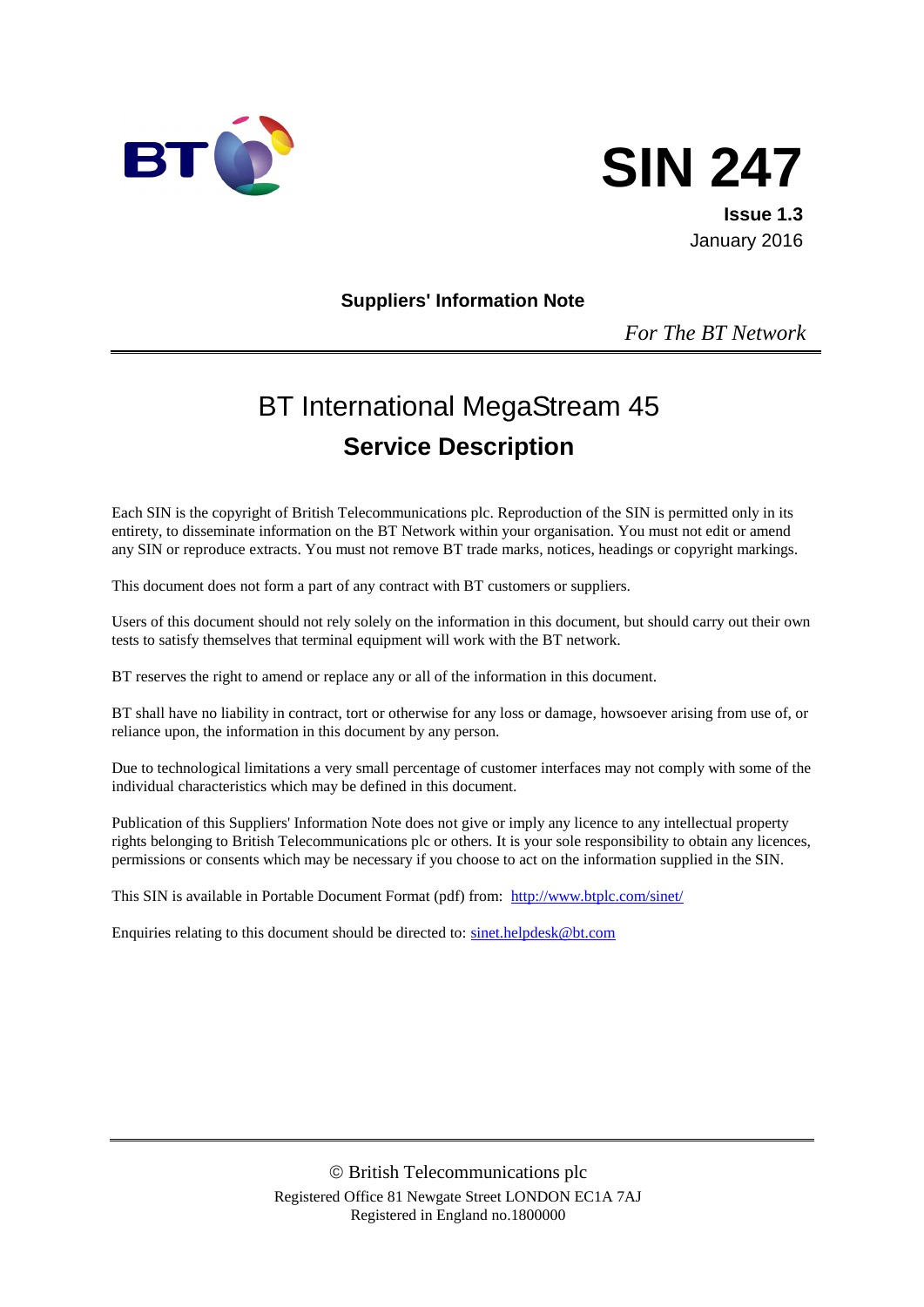# SIN 247

**Issue 1.3**
January 2016

**Suppliers' Information Note**

*For The BT Network*

---

# BT International MegaStream 45

## Service Description

Each SIN is the copyright of British Telecommunications plc. Reproduction of the SIN is permitted only in its entirety, to disseminate information on the BT Network within your organisation. You must not edit or amend any SIN or reproduce extracts. You must not remove BT trade marks, notices, headings or copyright markings.

This document does not form a part of any contract with BT customers or suppliers.

Users of this document should not rely solely on the information in this document, but should carry out their own tests to satisfy themselves that terminal equipment will work with the BT network.

BT reserves the right to amend or replace any or all of the information in this document.

BT shall have no liability in contract, tort or otherwise for any loss or damage, howsoever arising from use of, or reliance upon, the information in this document by any person.

Due to technological limitations a very small percentage of customer interfaces may not comply with some of the individual characteristics which may be defined in this document.

Publication of this Suppliers' Information Note does not give or imply any licence to any intellectual property rights belonging to British Telecommunications plc or others. It is your sole responsibility to obtain any licences, permissions or consents which may be necessary if you choose to act on the information supplied in the SIN.

This SIN is available in Portable Document Format (pdf) from: [http://www.btplc.com/sinet/](http://www.btplc.com/sinet/)

Enquiries relating to this document should be directed to: [sinet.helpdesk@bt.com](mailto:sinet.helpdesk@bt.com)

---

© British Telecommunications plc
Registered Office 81 Newgate Street LONDON EC1A 7AJ
Registered in England no.1800000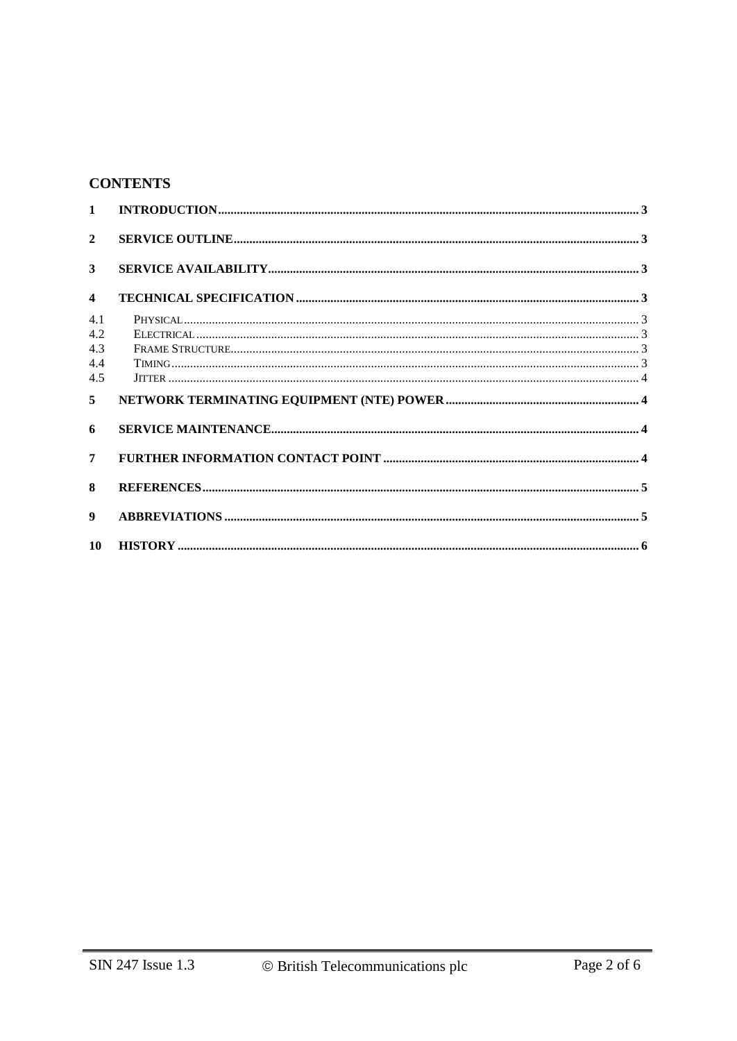## CONTENTS

| | | |
|---|---|---|
| **1** | **INTRODUCTION** | **3** |
| **2** | **SERVICE OUTLINE** | **3** |
| **3** | **SERVICE AVAILABILITY** | **3** |
| **4** | **TECHNICAL SPECIFICATION** | **3** |
| 4.1 | PHYSICAL | 3 |
| 4.2 | ELECTRICAL | 3 |
| 4.3 | FRAME STRUCTURE | 3 |
| 4.4 | TIMING | 3 |
| 4.5 | JITTER | 4 |
| **5** | **NETWORK TERMINATING EQUIPMENT (NTE) POWER** | **4** |
| **6** | **SERVICE MAINTENANCE** | **4** |
| **7** | **FURTHER INFORMATION CONTACT POINT** | **4** |
| **8** | **REFERENCES** | **5** |
| **9** | **ABBREVIATIONS** | **5** |
| **10** | **HISTORY** | **6** |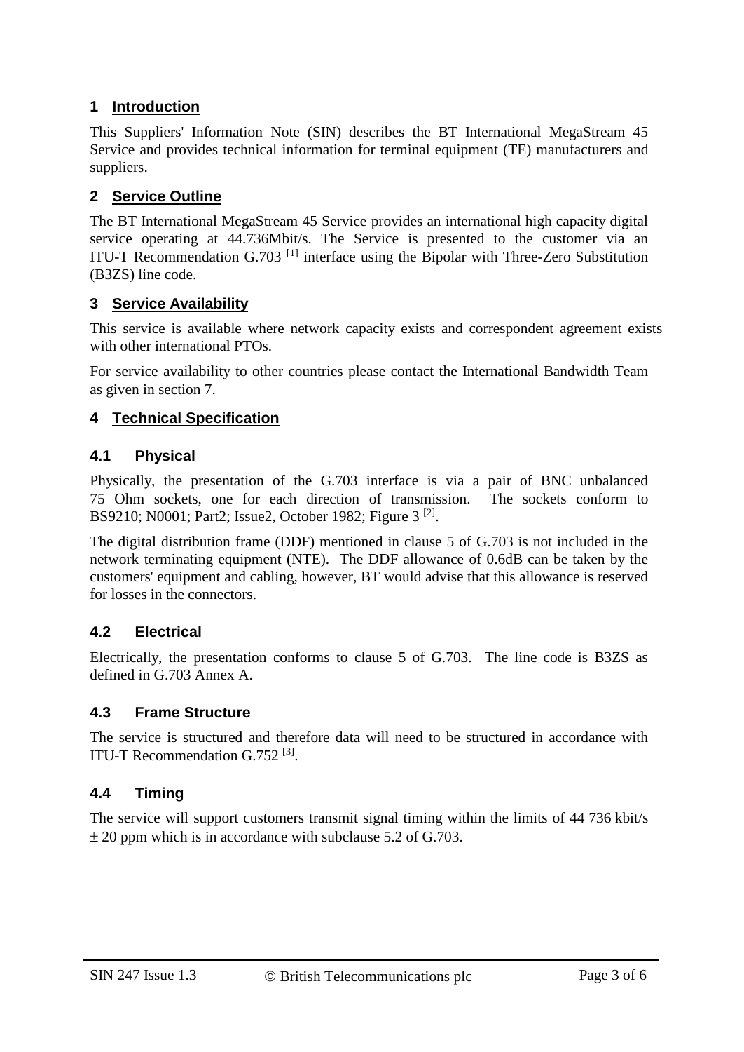## 1 Introduction

This Suppliers' Information Note (SIN) describes the BT International MegaStream 45 Service and provides technical information for terminal equipment (TE) manufacturers and suppliers.

## 2 Service Outline

The BT International MegaStream 45 Service provides an international high capacity digital service operating at 44.736Mbit/s. The Service is presented to the customer via an ITU-T Recommendation G.703 [1] interface using the Bipolar with Three-Zero Substitution (B3ZS) line code.

## 3 Service Availability

This service is available where network capacity exists and correspondent agreement exists with other international PTOs.

For service availability to other countries please contact the International Bandwidth Team as given in section 7.

## 4 Technical Specification

### 4.1 Physical

Physically, the presentation of the G.703 interface is via a pair of BNC unbalanced 75 Ohm sockets, one for each direction of transmission. The sockets conform to BS9210; N0001; Part2; Issue2, October 1982; Figure 3 [2].

The digital distribution frame (DDF) mentioned in clause 5 of G.703 is not included in the network terminating equipment (NTE). The DDF allowance of 0.6dB can be taken by the customers' equipment and cabling, however, BT would advise that this allowance is reserved for losses in the connectors.

### 4.2 Electrical

Electrically, the presentation conforms to clause 5 of G.703. The line code is B3ZS as defined in G.703 Annex A.

### 4.3 Frame Structure

The service is structured and therefore data will need to be structured in accordance with ITU-T Recommendation G.752 [3].

### 4.4 Timing

The service will support customers transmit signal timing within the limits of 44 736 kbit/s ± 20 ppm which is in accordance with subclause 5.2 of G.703.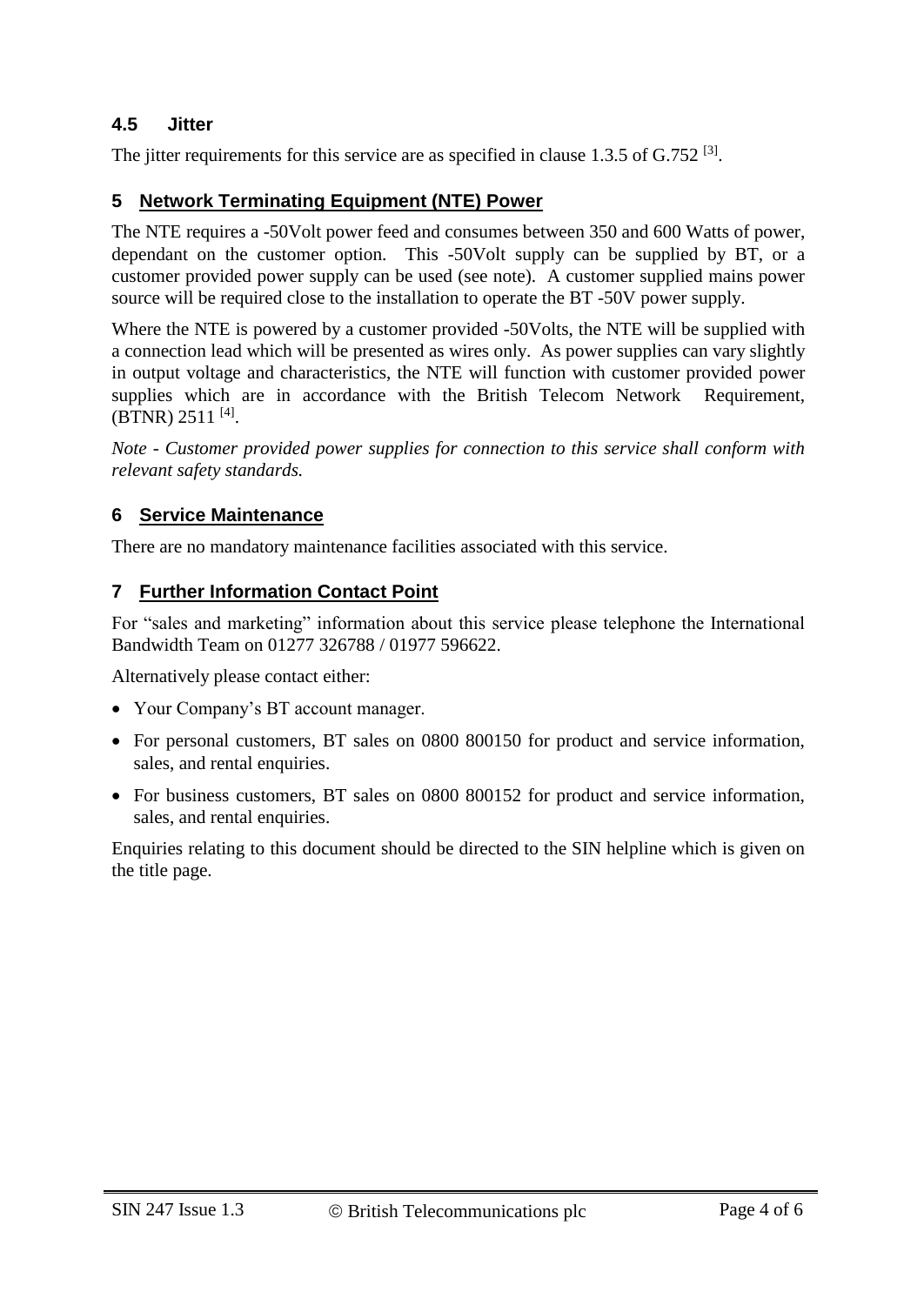### 4.5 Jitter

The jitter requirements for this service are as specified in clause 1.3.5 of G.752 [3].

## 5 Network Terminating Equipment (NTE) Power

The NTE requires a -50Volt power feed and consumes between 350 and 600 Watts of power, dependant on the customer option. This -50Volt supply can be supplied by BT, or a customer provided power supply can be used (see note). A customer supplied mains power source will be required close to the installation to operate the BT -50V power supply.

Where the NTE is powered by a customer provided -50Volts, the NTE will be supplied with a connection lead which will be presented as wires only. As power supplies can vary slightly in output voltage and characteristics, the NTE will function with customer provided power supplies which are in accordance with the British Telecom Network Requirement, (BTNR) 2511 [4].

*Note - Customer provided power supplies for connection to this service shall conform with relevant safety standards.*

## 6 Service Maintenance

There are no mandatory maintenance facilities associated with this service.

## 7 Further Information Contact Point

For "sales and marketing" information about this service please telephone the International Bandwidth Team on 01277 326788 / 01977 596622.

Alternatively please contact either:

- Your Company's BT account manager.
- For personal customers, BT sales on 0800 800150 for product and service information, sales, and rental enquiries.
- For business customers, BT sales on 0800 800152 for product and service information, sales, and rental enquiries.

Enquiries relating to this document should be directed to the SIN helpline which is given on the title page.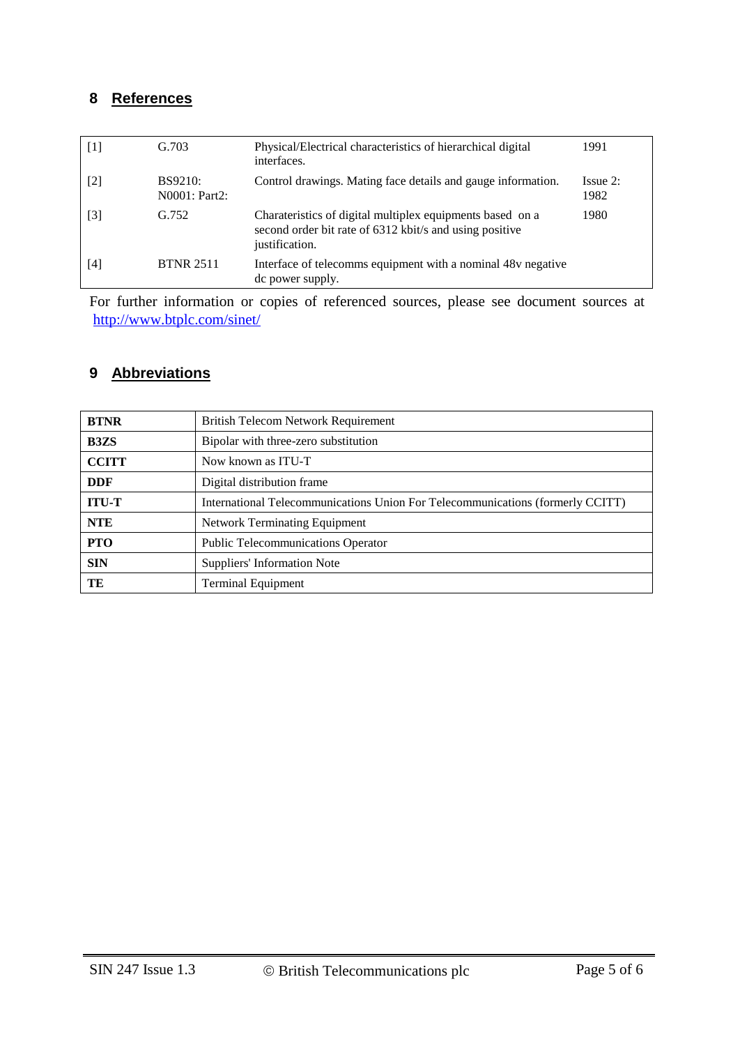## 8 References

| | | | |
|---|---|---|---|
| [1] | G.703 | Physical/Electrical characteristics of hierarchical digital interfaces. | 1991 |
| [2] | BS9210: N0001: Part2: | Control drawings. Mating face details and gauge information. | Issue 2: 1982 |
| [3] | G.752 | Charateristics of digital multiplex equipments based on a second order bit rate of 6312 kbit/s and using positive justification. | 1980 |
| [4] | BTNR 2511 | Interface of telecomms equipment with a nominal 48v negative dc power supply. | |

For further information or copies of referenced sources, please see document sources at http://www.btplc.com/sinet/

## 9 Abbreviations

| | |
|---|---|
| **BTNR** | British Telecom Network Requirement |
| **B3ZS** | Bipolar with three-zero substitution |
| **CCITT** | Now known as ITU-T |
| **DDF** | Digital distribution frame |
| **ITU-T** | International Telecommunications Union For Telecommunications (formerly CCITT) |
| **NTE** | Network Terminating Equipment |
| **PTO** | Public Telecommunications Operator |
| **SIN** | Suppliers' Information Note |
| **TE** | Terminal Equipment |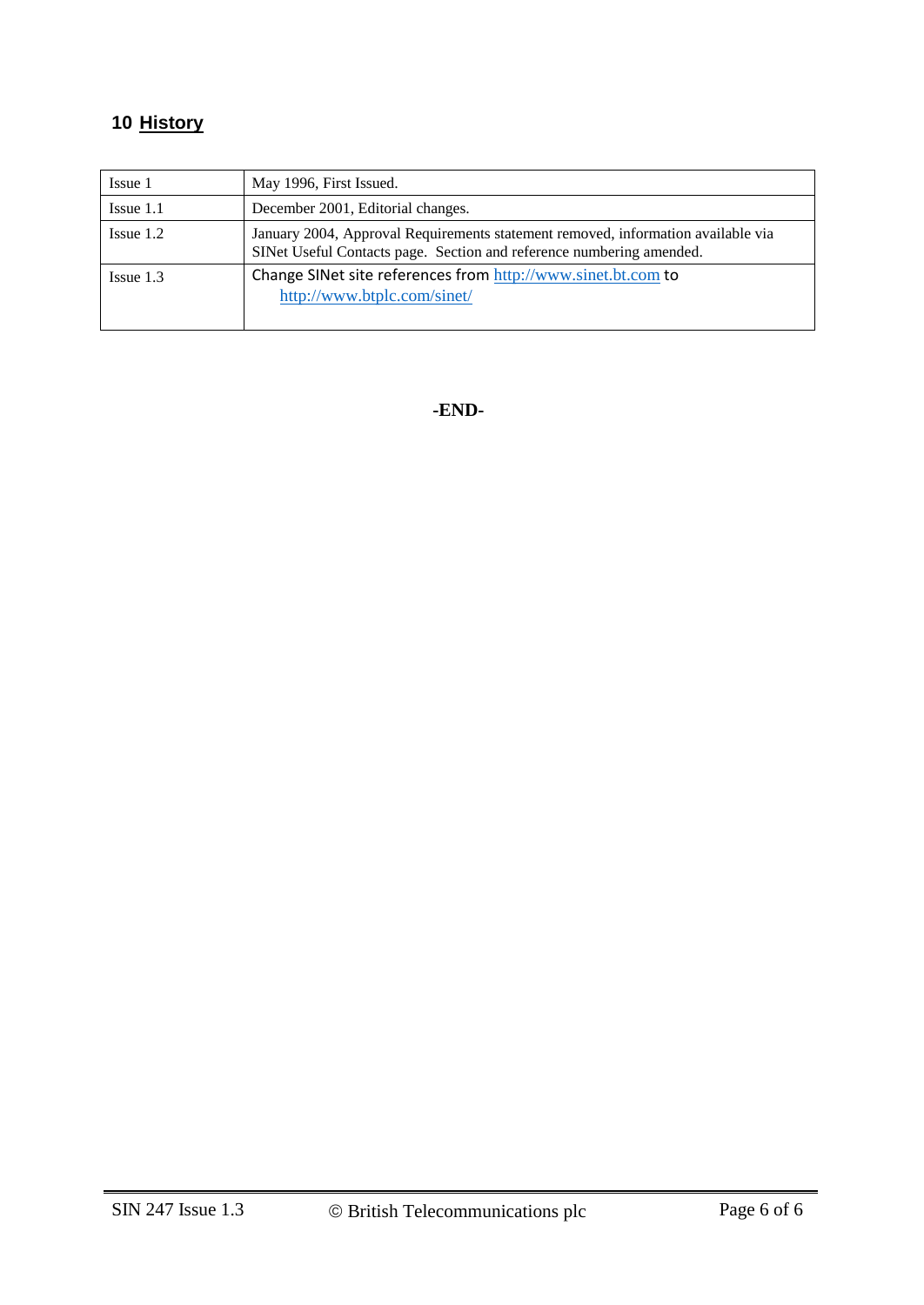## 10 History

| | |
|---|---|
| Issue 1 | May 1996, First Issued. |
| Issue 1.1 | December 2001, Editorial changes. |
| Issue 1.2 | January 2004, Approval Requirements statement removed, information available via SINet Useful Contacts page. Section and reference numbering amended. |
| Issue 1.3 | Change SINet site references from http://www.sinet.bt.com to http://www.btplc.com/sinet/ |

**-END-**